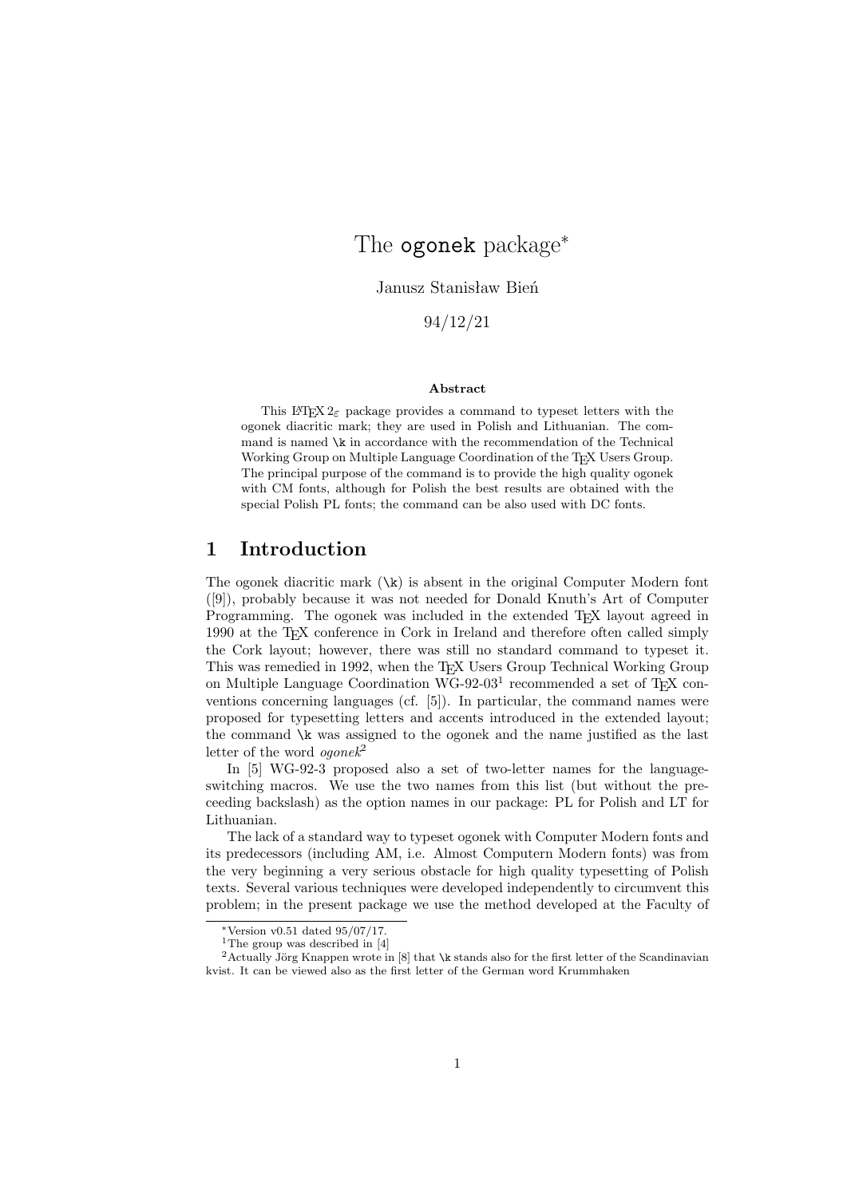# The `ogonek` package*

Janusz Stanisław Bień

94/12/21

**Abstract**

This LaTeX 2ε package provides a command to typeset letters with the ogonek diacritic mark; they are used in Polish and Lithuanian. The command is named `\k` in accordance with the recommendation of the Technical Working Group on Multiple Language Coordination of the TeX Users Group. The principal purpose of the command is to provide the high quality ogonek with CM fonts, although for Polish the best results are obtained with the special Polish PL fonts; the command can be also used with DC fonts.

## 1 Introduction

The ogonek diacritic mark (`\k`) is absent in the original Computer Modern font ([9]), probably because it was not needed for Donald Knuth's Art of Computer Programming. The ogonek was included in the extended TeX layout agreed in 1990 at the TeX conference in Cork in Ireland and therefore often called simply the Cork layout; however, there was still no standard command to typeset it. This was remedied in 1992, when the TeX Users Group Technical Working Group on Multiple Language Coordination WG-92-03[1] recommended a set of TeX conventions concerning languages (cf. [5]). In particular, the command names were proposed for typesetting letters and accents introduced in the extended layout; the command `\k` was assigned to the ogonek and the name justified as the last letter of the word *ogonek*[2]

In [5] WG-92-3 proposed also a set of two-letter names for the language-switching macros. We use the two names from this list (but without the preceeding backslash) as the option names in our package: PL for Polish and LT for Lithuanian.

The lack of a standard way to typeset ogonek with Computer Modern fonts and its predecessors (including AM, i.e. Almost Computern Modern fonts) was from the very beginning a very serious obstacle for high quality typesetting of Polish texts. Several various techniques were developed independently to circumvent this problem; in the present package we use the method developed at the Faculty of

---

*Version v0.51 dated 95/07/17.

[1] The group was described in [4]

[2] Actually Jörg Knappen wrote in [8] that `\k` stands also for the first letter of the Scandinavian kvist. It can be viewed also as the first letter of the German word Krummhaken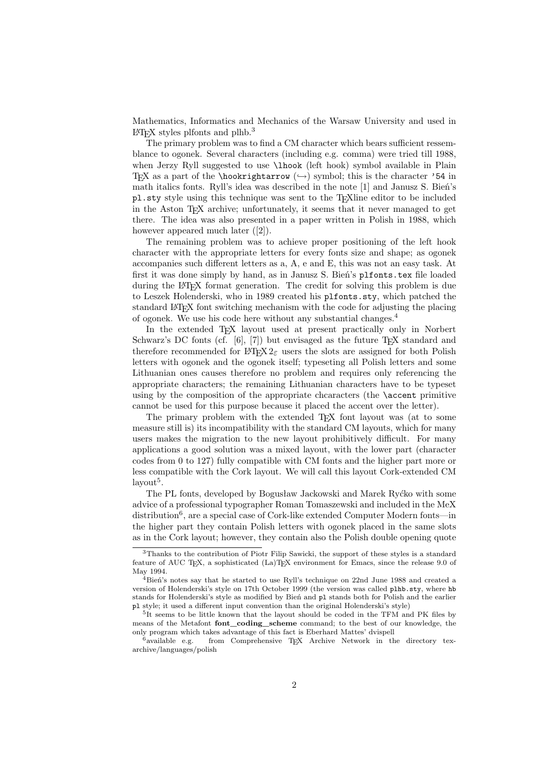Mathematics, Informatics and Mechanics of the Warsaw University and used in LaTeX styles plfonts and plhb.[3]

The primary problem was to find a CM character which bears sufficient ressemblance to ogonek. Several characters (including e.g. comma) were tried till 1988, when Jerzy Ryll suggested to use `\lhook` (left hook) symbol available in Plain TeX as a part of the `\hookrightarrow` (↪) symbol; this is the character `'54` in math italics fonts. Ryll's idea was described in the note [1] and Janusz S. Bień's `pl.sty` style using this technique was sent to the TeXline editor to be included in the Aston TeX archive; unfortunately, it seems that it never managed to get there. The idea was also presented in a paper written in Polish in 1988, which however appeared much later ([2]).

The remaining problem was to achieve proper positioning of the left hook character with the appropriate letters for every fonts size and shape; as ogonek accompanies such different letters as a, A, e and E, this was not an easy task. At first it was done simply by hand, as in Janusz S. Bień's `plfonts.tex` file loaded during the LaTeX format generation. The credit for solving this problem is due to Leszek Holenderski, who in 1989 created his `plfonts.sty`, which patched the standard LaTeX font switching mechanism with the code for adjusting the placing of ogonek. We use his code here without any substantial changes.[4]

In the extended TeX layout used at present practically only in Norbert Schwarz's DC fonts (cf. [6], [7]) but envisaged as the future TeX standard and therefore recommended for LaTeX $2_\varepsilon$ users the slots are assigned for both Polish letters with ogonek and the ogonek itself; typeseting all Polish letters and some Lithuanian ones causes therefore no problem and requires only referencing the appropriate characters; the remaining Lithuanian characters have to be typeset using by the composition of the appropriate chcaracters (the `\accent` primitive cannot be used for this purpose because it placed the accent over the letter).

The primary problem with the extended TeX font layout was (at to some measure still is) its incompatibility with the standard CM layouts, which for many users makes the migration to the new layout prohibitively difficult. For many applications a good solution was a mixed layout, with the lower part (character codes from 0 to 127) fully compatible with CM fonts and the higher part more or less compatible with the Cork layout. We will call this layout Cork-extended CM layout[5].

The PL fonts, developed by Bogusław Jackowski and Marek Ryćko with some advice of a professional typographer Roman Tomaszewski and included in the MeX distribution[6], are a special case of Cork-like extended Computer Modern fonts—in the higher part they contain Polish letters with ogonek placed in the same slots as in the Cork layout; however, they contain also the Polish double opening quote

---

[3] Thanks to the contribution of Piotr Filip Sawicki, the support of these styles is a standard feature of AUC TeX, a sophisticated (La)TeX environment for Emacs, since the release 9.0 of May 1994.

[4] Bień's notes say that he started to use Ryll's technique on 22nd June 1988 and created a version of Holenderski's style on 17th October 1999 (the version was called `plhb.sty`, where `hb` stands for Holenderski's style as modified by Bień and `pl` stands both for Polish and the earlier `pl` style; it used a different input convention than the original Holenderski's style)

[5] It seems to be little known that the layout should be coded in the TFM and PK files by means of the Metafont **font_coding_scheme** command; to the best of our knowledge, the only program which takes advantage of this fact is Eberhard Mattes' dvispell

[6] available e.g. from Comprehensive TeX Archive Network in the directory tex-archive/languages/polish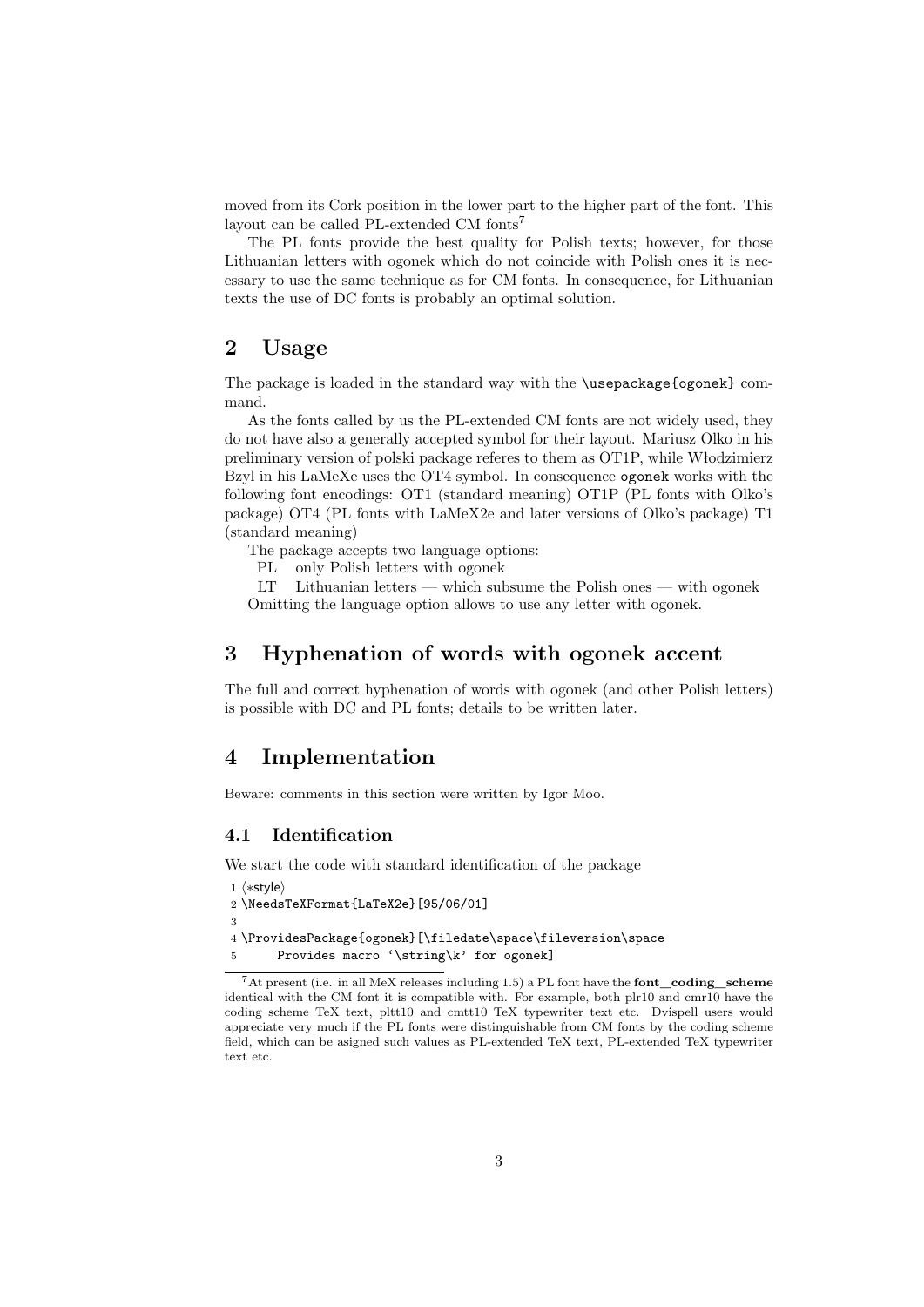moved from its Cork position in the lower part to the higher part of the font. This layout can be called PL-extended CM fonts[7]

The PL fonts provide the best quality for Polish texts; however, for those Lithuanian letters with ogonek which do not coincide with Polish ones it is necessary to use the same technique as for CM fonts. In consequence, for Lithuanian texts the use of DC fonts is probably an optimal solution.

## 2 Usage

The package is loaded in the standard way with the `\usepackage{ogonek}` command.

As the fonts called by us the PL-extended CM fonts are not widely used, they do not have also a generally accepted symbol for their layout. Mariusz Olko in his preliminary version of polski package referes to them as OT1P, while Włodzimierz Bzyl in his LaMeXe uses the OT4 symbol. In consequence `ogonek` works with the following font encodings: OT1 (standard meaning) OT1P (PL fonts with Olko's package) OT4 (PL fonts with LaMeX2e and later versions of Olko's package) T1 (standard meaning)

The package accepts two language options:

PL only Polish letters with ogonek

LT Lithuanian letters — which subsume the Polish ones — with ogonek

Omitting the language option allows to use any letter with ogonek.

## 3 Hyphenation of words with ogonek accent

The full and correct hyphenation of words with ogonek (and other Polish letters) is possible with DC and PL fonts; details to be written later.

## 4 Implementation

Beware: comments in this section were written by Igor Moo.

### 4.1 Identification

We start the code with standard identification of the package

```
1 ⟨*style⟩
2 \NeedsTeXFormat{LaTeX2e}[95/06/01]
3
4 \ProvidesPackage{ogonek}[\filedate\space\fileversion\space
5      Provides macro '\string\k' for ogonek]
```

[7] At present (i.e. in all MeX releases including 1.5) a PL font have the **font_coding_scheme** identical with the CM font it is compatible with. For example, both plr10 and cmr10 have the coding scheme TeX text, pltt10 and cmtt10 TeX typewriter text etc. Dvispell users would appreciate very much if the PL fonts were distinguishable from CM fonts by the coding scheme field, which can be asigned such values as PL-extended TeX text, PL-extended TeX typewriter text etc.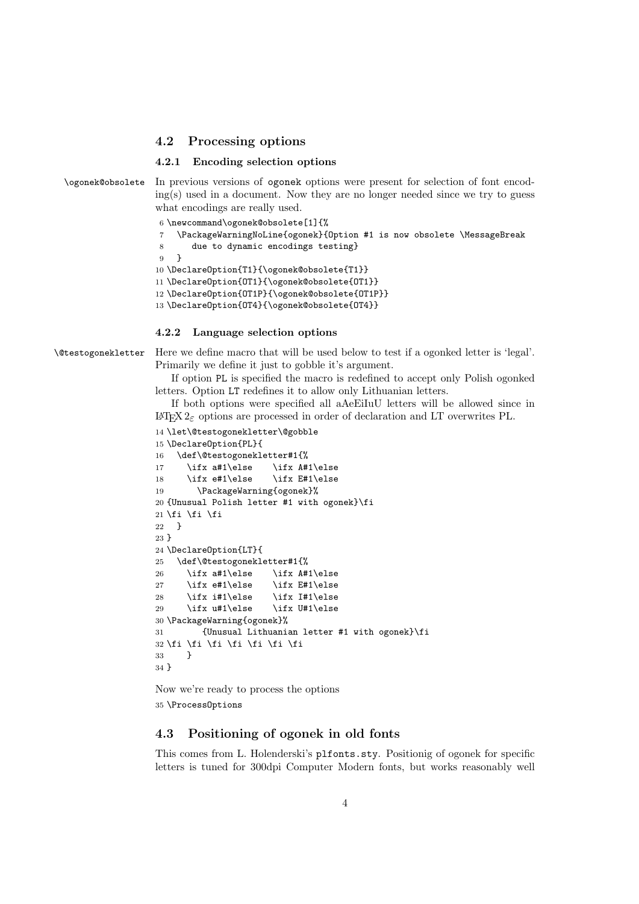## 4.2 Processing options

### 4.2.1 Encoding selection options

\ogonek@obsolete In previous versions of ogonek options were present for selection of font encoding(s) used in a document. Now they are no longer needed since we try to guess what encodings are really used.

```
6 \newcommand\ogonek@obsolete[1]{%
7   \PackageWarningNoLine{ogonek}{Option #1 is now obsolete \MessageBreak
8      due to dynamic encodings testing}
9   }
10 \DeclareOption{T1}{\ogonek@obsolete{T1}}
11 \DeclareOption{OT1}{\ogonek@obsolete{OT1}}
12 \DeclareOption{OT1P}{\ogonek@obsolete{OT1P}}
13 \DeclareOption{OT4}{\ogonek@obsolete{OT4}}
```

### 4.2.2 Language selection options

\@testogonekletter Here we define macro that will be used below to test if a ogonked letter is 'legal'. Primarily we define it just to gobble it's argument.

If option PL is specified the macro is redefined to accept only Polish ogonked letters. Option LT redefines it to allow only Lithuanian letters.

If both options were specified all aAeEiIuU letters will be allowed since in LaTeX $2_\varepsilon$ options are processed in order of declaration and LT overwrites PL.

```
14 \let\@testogonekletter\@gobble
15 \DeclareOption{PL}{
16   \def\@testogonekletter#1{%
17     \ifx a#1\else    \ifx A#1\else
18     \ifx e#1\else    \ifx E#1\else
19       \PackageWarning{ogonek}%
20 {Unusual Polish letter #1 with ogonek}\fi
21 \fi \fi \fi
22   }
23 }
24 \DeclareOption{LT}{
25   \def\@testogonekletter#1{%
26     \ifx a#1\else    \ifx A#1\else
27     \ifx e#1\else    \ifx E#1\else
28     \ifx i#1\else    \ifx I#1\else
29     \ifx u#1\else    \ifx U#1\else
30 \PackageWarning{ogonek}%
31        {Unusual Lithuanian letter #1 with ogonek}\fi
32 \fi \fi \fi \fi \fi \fi \fi
33     }
34 }
```

Now we're ready to process the options

```
35 \ProcessOptions
```

## 4.3 Positioning of ogonek in old fonts

This comes from L. Holenderski's plfonts.sty. Positionig of ogonek for specific letters is tuned for 300dpi Computer Modern fonts, but works reasonably well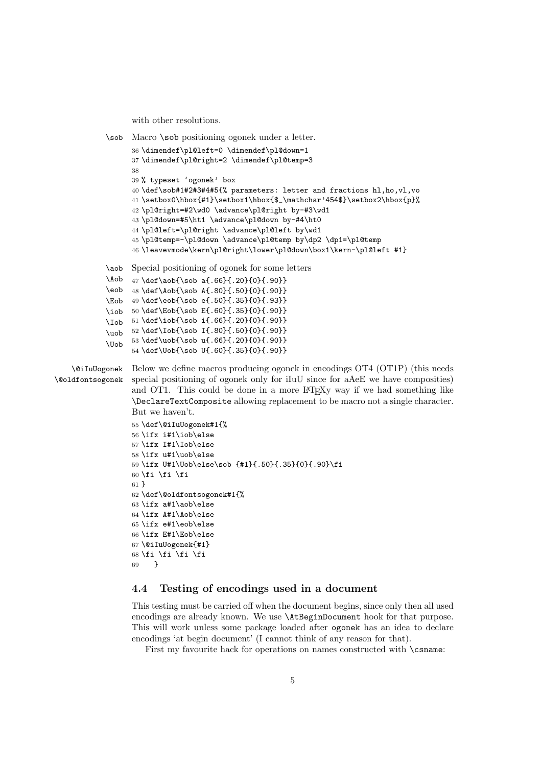with other resolutions.

\sob Macro \sob positioning ogonek under a letter.

```
36 \dimendef\pl@left=0 \dimendef\pl@down=1
37 \dimendef\pl@right=2 \dimendef\pl@temp=3
38
39 % typeset 'ogonek' box
40 \def\sob#1#2#3#4#5{% parameters: letter and fractions hl,ho,vl,vo
41 \setbox0\hbox{#1}\setbox1\hbox{$_\mathchar'454$}\setbox2\hbox{p}%
42 \pl@right=#2\wd0 \advance\pl@right by-#3\wd1
43 \pl@down=#5\ht1 \advance\pl@down by-#4\ht0
44 \pl@left=\pl@right \advance\pl@left by\wd1
45 \pl@temp=-\pl@down \advance\pl@temp by\dp2 \dp1=\pl@temp
46 \leavevmode\kern\pl@right\lower\pl@down\box1\kern-\pl@left #1}
```

\aob \Aob \eob \Eob \iob \Iob \uob \Uob Special positioning of ogonek for some letters

```
47 \def\aob{\sob a{.66}{.20}{0}{.90}}
48 \def\Aob{\sob A{.80}{.50}{0}{.90}}
49 \def\eob{\sob e{.50}{.35}{0}{.93}}
50 \def\Eob{\sob E{.60}{.35}{0}{.90}}
51 \def\iob{\sob i{.66}{.20}{0}{.90}}
52 \def\Iob{\sob I{.80}{.50}{0}{.90}}
53 \def\uob{\sob u{.66}{.20}{0}{.90}}
54 \def\Uob{\sob U{.60}{.35}{0}{.90}}
```

\@iIuUogonek \@oldfontsogonek Below we define macros producing ogonek in encodings OT4 (OT1P) (this needs special positioning of ogonek only for iIuU since for aAeE we have composities) and OT1. This could be done in a more LaTeXy way if we had something like `\DeclareTextComposite` allowing replacement to be macro not a single character. But we haven't.

```
55 \def\@iIuUogonek#1{%
56 \ifx i#1\iob\else
57 \ifx I#1\Iob\else
58 \ifx u#1\uob\else
59 \ifx U#1\Uob\else\sob {#1}{.50}{.35}{0}{.90}\fi
60 \fi \fi \fi
61 }
62 \def\@oldfontsogonek#1{%
63 \ifx a#1\aob\else
64 \ifx A#1\Aob\else
65 \ifx e#1\eob\else
66 \ifx E#1\Eob\else
67 \@iIuUogonek{#1}
68 \fi \fi \fi \fi
69    }
```

## 4.4 Testing of encodings used in a document

This testing must be carried off when the document begins, since only then all used encodings are already known. We use `\AtBeginDocument` hook for that purpose. This will work unless some package loaded after `ogonek` has an idea to declare encodings 'at begin document' (I cannot think of any reason for that).

First my favourite hack for operations on names constructed with `\csname`: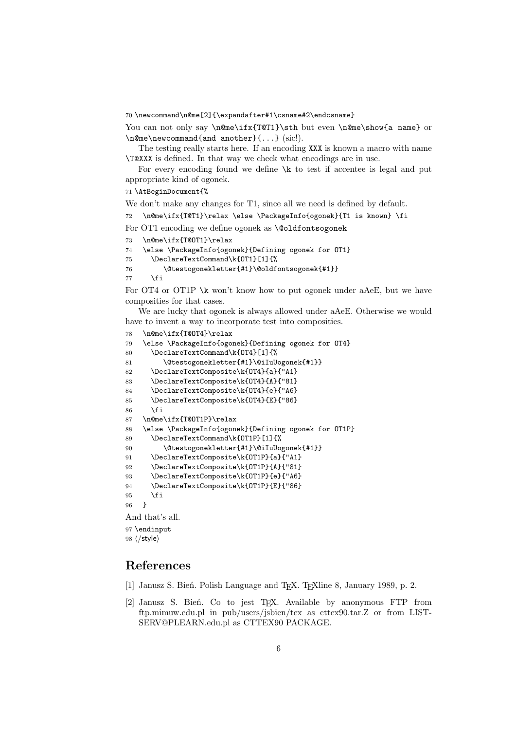```
70 \newcommand\n@me[2]{\expandafter#1\csname#2\endcsname}
```

You can not only say `\n@me\ifx{T@T1}\sth` but even `\n@me\show{a name}` or `\n@me\newcommand{and another}{...}` (sic!).

The testing really starts here. If an encoding `XXX` is known a macro with name `\T@XXX` is defined. In that way we check what encodings are in use.

For every encoding found we define `\k` to test if accentee is legal and put appropriate kind of ogonek.

```
71 \AtBeginDocument{%
```

We don't make any changes for T1, since all we need is defined by default.

```
72   \n@me\ifx{T@T1}\relax \else \PackageInfo{ogonek}{T1 is known} \fi
```

For OT1 encoding we define ogonek as `\@oldfontsogonek`

```
73   \n@me\ifx{T@OT1}\relax
74   \else \PackageInfo{ogonek}{Defining ogonek for OT1}
75     \DeclareTextCommand\k{OT1}[1]{%
76        \@testogonekletter{#1}\@oldfontsogonek{#1}}
77     \fi
```

For OT4 or OT1P `\k` won't know how to put ogonek under aAeE, but we have composities for that cases.

We are lucky that ogonek is always allowed under aAeE. Otherwise we would have to invent a way to incorporate test into composities.

```
78   \n@me\ifx{T@OT4}\relax
79   \else \PackageInfo{ogonek}{Defining ogonek for OT4}
80     \DeclareTextCommand\k{OT4}[1]{%
81        \@testogonekletter{#1}\@iIuUogonek{#1}}
82     \DeclareTextComposite\k{OT4}{a}{"A1}
83     \DeclareTextComposite\k{OT4}{A}{"81}
84     \DeclareTextComposite\k{OT4}{e}{"A6}
85     \DeclareTextComposite\k{OT4}{E}{"86}
86     \fi
87   \n@me\ifx{T@OT1P}\relax
88   \else \PackageInfo{ogonek}{Defining ogonek for OT1P}
89     \DeclareTextCommand\k{OT1P}[1]{%
90        \@testogonekletter{#1}\@iIuUogonek{#1}}
91     \DeclareTextComposite\k{OT1P}{a}{"A1}
92     \DeclareTextComposite\k{OT1P}{A}{"81}
93     \DeclareTextComposite\k{OT1P}{e}{"A6}
94     \DeclareTextComposite\k{OT1P}{E}{"86}
95     \fi
96   }
```

And that's all.

```
97 \endinput
98 </style>
```

## References

[1] Janusz S. Bień. Polish Language and TEX. TEXline 8, January 1989, p. 2.

[2] Janusz S. Bień. Co to jest TEX. Available by anonymous FTP from ftp.mimuw.edu.pl in pub/users/jsbien/tex as cttex90.tar.Z or from LISTSERV@PLEARN.edu.pl as CTTEX90 PACKAGE.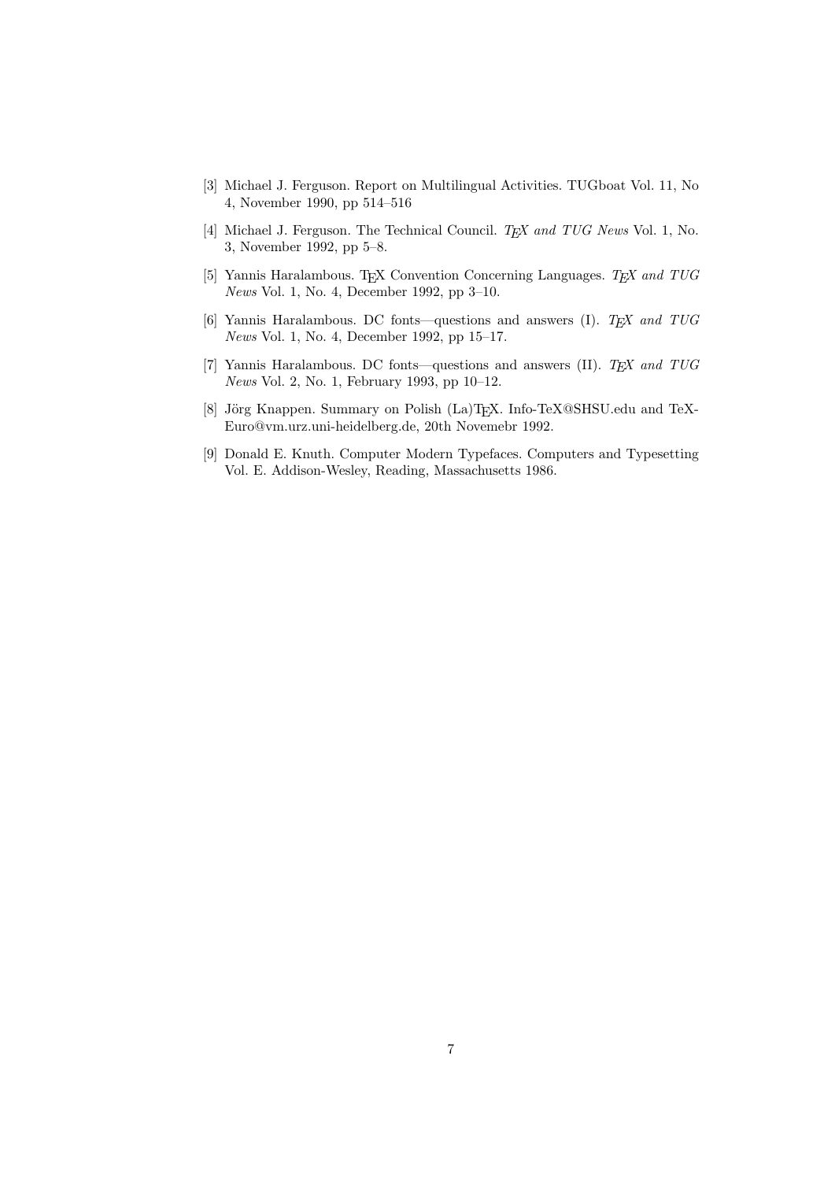[3] Michael J. Ferguson. Report on Multilingual Activities. TUGboat Vol. 11, No 4, November 1990, pp 514–516

[4] Michael J. Ferguson. The Technical Council. *TEX and TUG News* Vol. 1, No. 3, November 1992, pp 5–8.

[5] Yannis Haralambous. TEX Convention Concerning Languages. *TEX and TUG News* Vol. 1, No. 4, December 1992, pp 3–10.

[6] Yannis Haralambous. DC fonts—questions and answers (I). *TEX and TUG News* Vol. 1, No. 4, December 1992, pp 15–17.

[7] Yannis Haralambous. DC fonts—questions and answers (II). *TEX and TUG News* Vol. 2, No. 1, February 1993, pp 10–12.

[8] Jörg Knappen. Summary on Polish (La)TEX. Info-TeX@SHSU.edu and TeX-Euro@vm.urz.uni-heidelberg.de, 20th Novemebr 1992.

[9] Donald E. Knuth. Computer Modern Typefaces. Computers and Typesetting Vol. E. Addison-Wesley, Reading, Massachusetts 1986.